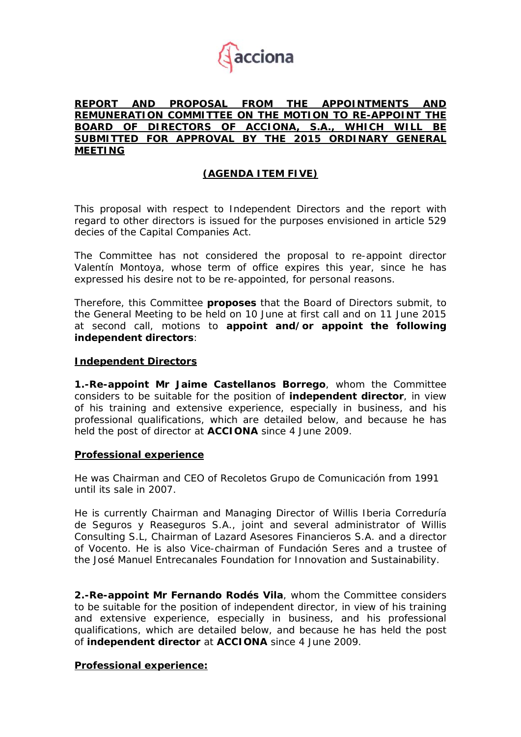## REPORT AND PROPOSAL FROM THE APPOINTMENTS AND REMUNERATION COMMITTEE ON THE MOTION TO RE-APPOINT THE BOARD OF DIRECTORS OF ACCIONA, S.A., WHICH WILL BE SUBMITTED FOR APPROVAL BY THE 2015 ORDINARY GENERAL MEETING

### (AGENDA ITEM FIVE)

This proposal with respect to Independent Directors and the report with regard to other directors is issued for the purposes envisioned in article 529 decies of the Capital Companies Act.

The Committee has not considered the proposal to re-appoint director Valentín Montoya, whose term of office expires this year, since he has expressed his desire not to be re-appointed, for personal reasons.

Therefore, this Committee **proposes** that the Board of Directors submit, to the General Meeting to be held on 10 June at first call and on 11 June 2015 at second call, motions to **appoint and/or appoint the following independent directors**:

**Independent Directors**

**1.-Re-appoint Mr Jaime Castellanos Borrego**, whom the Committee considers to be suitable for the position of **independent director**, in view of his training and extensive experience, especially in business, and his professional qualifications, which are detailed below, and because he has held the post of director at **ACCIONA** since 4 June 2009.

**Professional experience**

He was Chairman and CEO of Recoletos Grupo de Comunicación from 1991 until its sale in 2007.

He is currently Chairman and Managing Director of Willis Iberia Correduría de Seguros y Reaseguros S.A., joint and several administrator of Willis Consulting S.L, Chairman of Lazard Asesores Financieros S.A. and a director of Vocento. He is also Vice-chairman of Fundación Seres and a trustee of the José Manuel Entrecanales Foundation for Innovation and Sustainability.

**2.-Re-appoint Mr Fernando Rodés Vila**, whom the Committee considers to be suitable for the position of independent director, in view of his training and extensive experience, especially in business, and his professional qualifications, which are detailed below, and because he has held the post of **independent director** at **ACCIONA** since 4 June 2009.

**Professional experience:**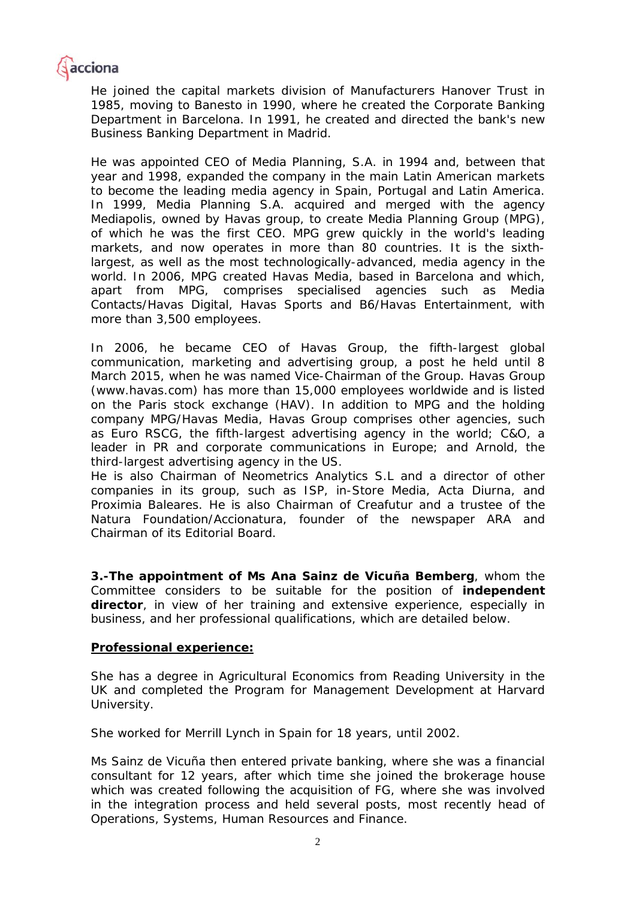He joined the capital markets division of Manufacturers Hanover Trust in 1985, moving to Banesto in 1990, where he created the Corporate Banking Department in Barcelona. In 1991, he created and directed the bank's new Business Banking Department in Madrid.

He was appointed CEO of Media Planning, S.A. in 1994 and, between that year and 1998, expanded the company in the main Latin American markets to become the leading media agency in Spain, Portugal and Latin America. In 1999, Media Planning S.A. acquired and merged with the agency Mediapolis, owned by Havas group, to create Media Planning Group (MPG), of which he was the first CEO. MPG grew quickly in the world's leading markets, and now operates in more than 80 countries. It is the sixth-largest, as well as the most technologically-advanced, media agency in the world. In 2006, MPG created Havas Media, based in Barcelona and which, apart from MPG, comprises specialised agencies such as Media Contacts/Havas Digital, Havas Sports and B6/Havas Entertainment, with more than 3,500 employees.

In 2006, he became CEO of Havas Group, the fifth-largest global communication, marketing and advertising group, a post he held until 8 March 2015, when he was named Vice-Chairman of the Group. Havas Group (www.havas.com) has more than 15,000 employees worldwide and is listed on the Paris stock exchange (HAV). In addition to MPG and the holding company MPG/Havas Media, Havas Group comprises other agencies, such as Euro RSCG, the fifth-largest advertising agency in the world; C&O, a leader in PR and corporate communications in Europe; and Arnold, the third-largest advertising agency in the US.
He is also Chairman of Neometrics Analytics S.L and a director of other companies in its group, such as ISP, in-Store Media, Acta Diurna, and Proximia Baleares. He is also Chairman of Creafutur and a trustee of the Natura Foundation/Accionatura, founder of the newspaper ARA and Chairman of its Editorial Board.

**3.-The appointment of Ms Ana Sainz de Vicuña Bemberg**, whom the Committee considers to be suitable for the position of **independent director**, in view of her training and extensive experience, especially in business, and her professional qualifications, which are detailed below.

**<u>Professional experience:</u>**

She has a degree in Agricultural Economics from Reading University in the UK and completed the Program for Management Development at Harvard University.

She worked for Merrill Lynch in Spain for 18 years, until 2002.

Ms Sainz de Vicuña then entered private banking, where she was a financial consultant for 12 years, after which time she joined the brokerage house which was created following the acquisition of FG, where she was involved in the integration process and held several posts, most recently head of Operations, Systems, Human Resources and Finance.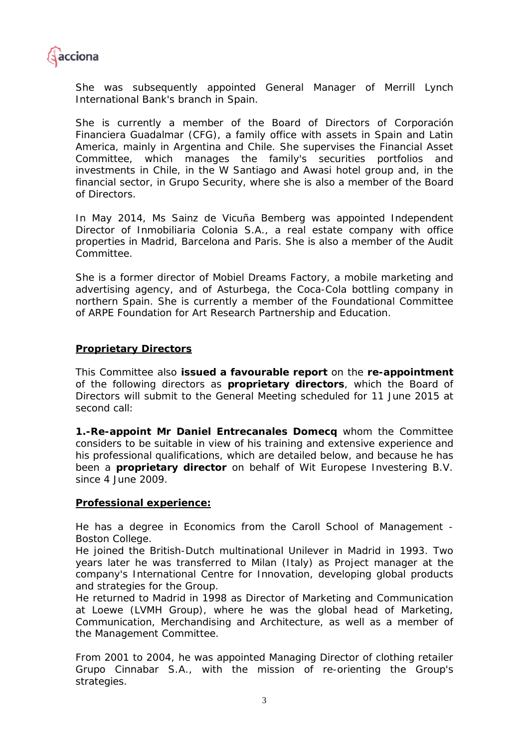She was subsequently appointed General Manager of Merrill Lynch International Bank's branch in Spain.

She is currently a member of the Board of Directors of Corporación Financiera Guadalmar (CFG), a family office with assets in Spain and Latin America, mainly in Argentina and Chile. She supervises the Financial Asset Committee, which manages the family's securities portfolios and investments in Chile, in the W Santiago and Awasi hotel group and, in the financial sector, in Grupo Security, where she is also a member of the Board of Directors.

In May 2014, Ms Sainz de Vicuña Bemberg was appointed Independent Director of Inmobiliaria Colonia S.A., a real estate company with office properties in Madrid, Barcelona and Paris. She is also a member of the Audit Committee.

She is a former director of Mobiel Dreams Factory, a mobile marketing and advertising agency, and of Asturbega, the Coca-Cola bottling company in northern Spain. She is currently a member of the Foundational Committee of ARPE Foundation for Art Research Partnership and Education.

## **Proprietary Directors**

This Committee also **issued a favourable report** on the **re-appointment** of the following directors as **proprietary directors**, which the Board of Directors will submit to the General Meeting scheduled for 11 June 2015 at second call:

**1.-Re-appoint Mr Daniel Entrecanales Domecq** whom the Committee considers to be suitable in view of his training and extensive experience and his professional qualifications, which are detailed below, and because he has been a **proprietary director** on behalf of Wit Europese Investering B.V. since 4 June 2009.

### **Professional experience:**

He has a degree in Economics from the Caroll School of Management - Boston College.
He joined the British-Dutch multinational Unilever in Madrid in 1993. Two years later he was transferred to Milan (Italy) as Project manager at the company's International Centre for Innovation, developing global products and strategies for the Group.
He returned to Madrid in 1998 as Director of Marketing and Communication at Loewe (LVMH Group), where he was the global head of Marketing, Communication, Merchandising and Architecture, as well as a member of the Management Committee.

From 2001 to 2004, he was appointed Managing Director of clothing retailer Grupo Cinnabar S.A., with the mission of re-orienting the Group's strategies.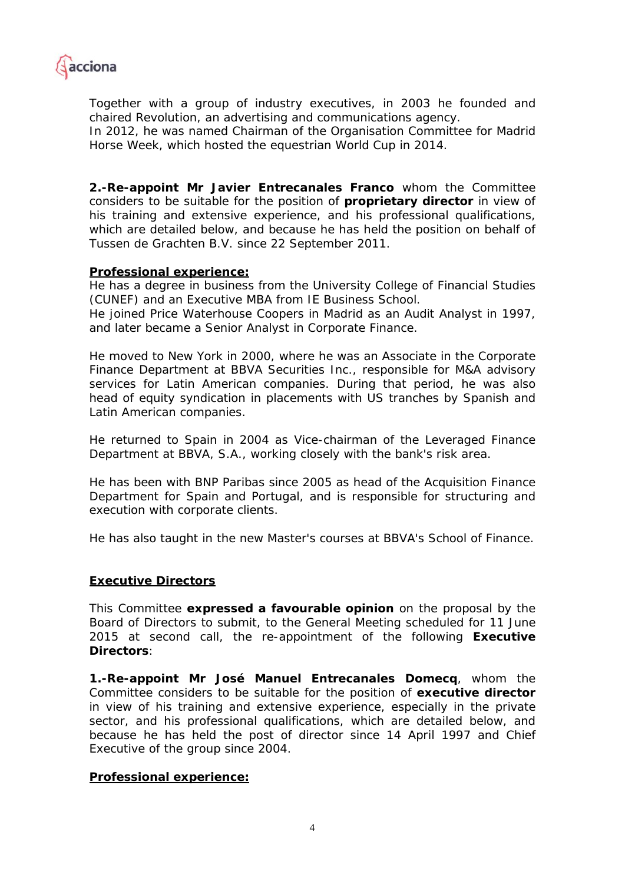Together with a group of industry executives, in 2003 he founded and chaired Revolution, an advertising and communications agency.
In 2012, he was named Chairman of the Organisation Committee for Madrid Horse Week, which hosted the equestrian World Cup in 2014.

**2.-Re-appoint Mr Javier Entrecanales Franco** whom the Committee considers to be suitable for the position of **proprietary director** in view of his training and extensive experience, and his professional qualifications, which are detailed below, and because he has held the position on behalf of Tussen de Grachten B.V. since 22 September 2011.

**Professional experience:**

He has a degree in business from the University College of Financial Studies (CUNEF) and an Executive MBA from IE Business School.
He joined Price Waterhouse Coopers in Madrid as an Audit Analyst in 1997, and later became a Senior Analyst in Corporate Finance.

He moved to New York in 2000, where he was an Associate in the Corporate Finance Department at BBVA Securities Inc., responsible for M&A advisory services for Latin American companies. During that period, he was also head of equity syndication in placements with US tranches by Spanish and Latin American companies.

He returned to Spain in 2004 as Vice-chairman of the Leveraged Finance Department at BBVA, S.A., working closely with the bank's risk area.

He has been with BNP Paribas since 2005 as head of the Acquisition Finance Department for Spain and Portugal, and is responsible for structuring and execution with corporate clients.

He has also taught in the new Master's courses at BBVA's School of Finance.

**Executive Directors**

This Committee **expressed a favourable opinion** on the proposal by the Board of Directors to submit, to the General Meeting scheduled for 11 June 2015 at second call, the re-appointment of the following **Executive Directors**:

**1.-Re-appoint Mr José Manuel Entrecanales Domecq**, whom the Committee considers to be suitable for the position of **executive director** in view of his training and extensive experience, especially in the private sector, and his professional qualifications, which are detailed below, and because he has held the post of director since 14 April 1997 and Chief Executive of the group since 2004.

**Professional experience:**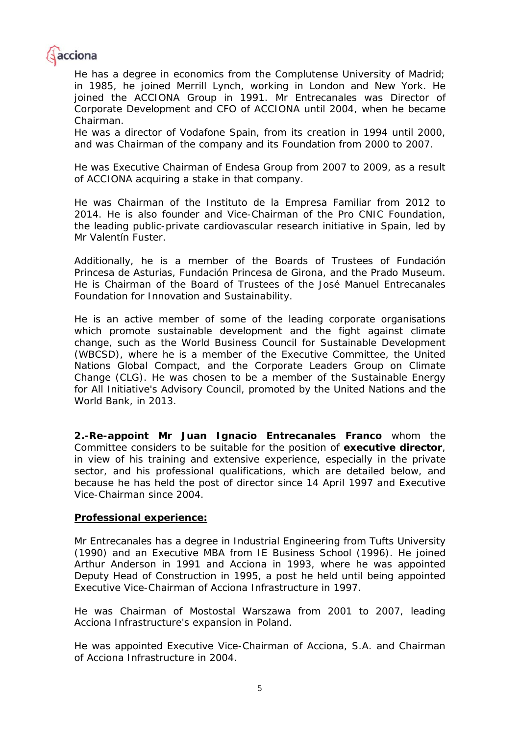He has a degree in economics from the Complutense University of Madrid; in 1985, he joined Merrill Lynch, working in London and New York. He joined the ACCIONA Group in 1991. Mr Entrecanales was Director of Corporate Development and CFO of ACCIONA until 2004, when he became Chairman.
He was a director of Vodafone Spain, from its creation in 1994 until 2000, and was Chairman of the company and its Foundation from 2000 to 2007.

He was Executive Chairman of Endesa Group from 2007 to 2009, as a result of ACCIONA acquiring a stake in that company.

He was Chairman of the Instituto de la Empresa Familiar from 2012 to 2014. He is also founder and Vice-Chairman of the Pro CNIC Foundation, the leading public-private cardiovascular research initiative in Spain, led by Mr Valentín Fuster.

Additionally, he is a member of the Boards of Trustees of Fundación Princesa de Asturias, Fundación Princesa de Girona, and the Prado Museum. He is Chairman of the Board of Trustees of the José Manuel Entrecanales Foundation for Innovation and Sustainability.

He is an active member of some of the leading corporate organisations which promote sustainable development and the fight against climate change, such as the World Business Council for Sustainable Development (WBCSD), where he is a member of the Executive Committee, the United Nations Global Compact, and the Corporate Leaders Group on Climate Change (CLG). He was chosen to be a member of the Sustainable Energy for All Initiative's Advisory Council, promoted by the United Nations and the World Bank, in 2013.

**2.-Re-appoint Mr Juan Ignacio Entrecanales Franco** whom the Committee considers to be suitable for the position of **executive director**, in view of his training and extensive experience, especially in the private sector, and his professional qualifications, which are detailed below, and because he has held the post of director since 14 April 1997 and Executive Vice-Chairman since 2004.

**Professional experience:**

Mr Entrecanales has a degree in Industrial Engineering from Tufts University (1990) and an Executive MBA from IE Business School (1996). He joined Arthur Anderson in 1991 and Acciona in 1993, where he was appointed Deputy Head of Construction in 1995, a post he held until being appointed Executive Vice-Chairman of Acciona Infrastructure in 1997.

He was Chairman of Mostostal Warszawa from 2001 to 2007, leading Acciona Infrastructure's expansion in Poland.

He was appointed Executive Vice-Chairman of Acciona, S.A. and Chairman of Acciona Infrastructure in 2004.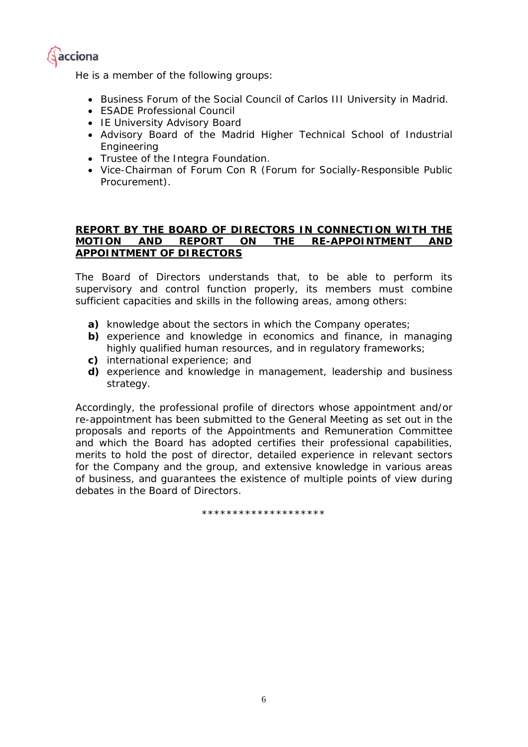He is a member of the following groups:

- Business Forum of the Social Council of Carlos III University in Madrid.
- ESADE Professional Council
- IE University Advisory Board
- Advisory Board of the Madrid Higher Technical School of Industrial Engineering
- Trustee of the Integra Foundation.
- Vice-Chairman of Forum Con R (Forum for Socially-Responsible Public Procurement).

## **REPORT BY THE BOARD OF DIRECTORS IN CONNECTION WITH THE MOTION AND REPORT ON THE RE-APPOINTMENT AND APPOINTMENT OF DIRECTORS**

The Board of Directors understands that, to be able to perform its supervisory and control function properly, its members must combine sufficient capacities and skills in the following areas, among others:

**a)** knowledge about the sectors in which the Company operates;
**b)** experience and knowledge in economics and finance, in managing highly qualified human resources, and in regulatory frameworks;
**c)** international experience; and
**d)** experience and knowledge in management, leadership and business strategy.

Accordingly, the professional profile of directors whose appointment and/or re-appointment has been submitted to the General Meeting as set out in the proposals and reports of the Appointments and Remuneration Committee and which the Board has adopted certifies their professional capabilities, merits to hold the post of director, detailed experience in relevant sectors for the Company and the group, and extensive knowledge in various areas of business, and guarantees the existence of multiple points of view during debates in the Board of Directors.

********************